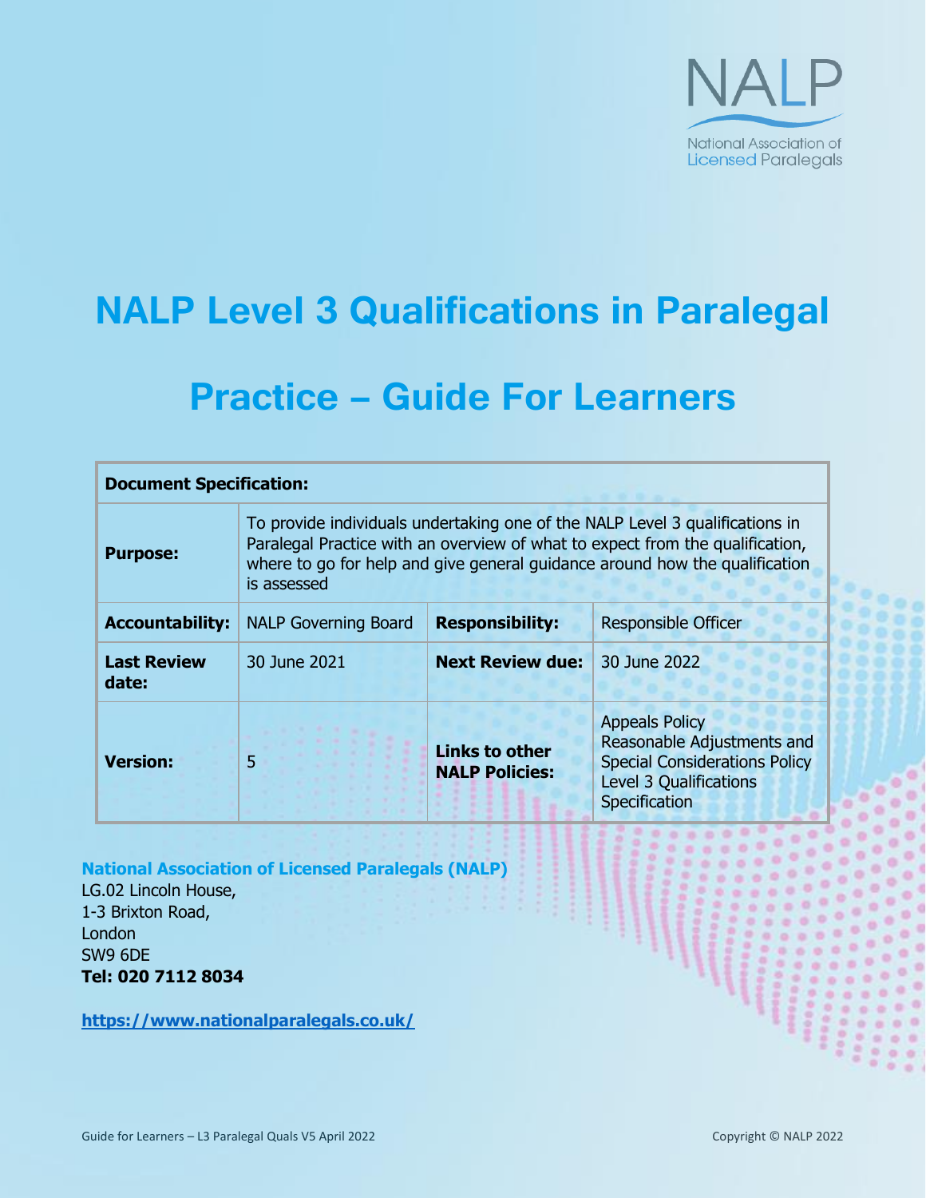NALP

National Association of Licensed Paralegals

# NALP Level 3 Qualifications in Paralegal Practice – Guide For Learners

| **Document Specification:** | | | |
|---|---|---|---|
| **Purpose:** | To provide individuals undertaking one of the NALP Level 3 qualifications in Paralegal Practice with an overview of what to expect from the qualification, where to go for help and give general guidance around how the qualification is assessed | | |
| **Accountability:** | NALP Governing Board | **Responsibility:** | Responsible Officer |
| **Last Review date:** | 30 June 2021 | **Next Review due:** | 30 June 2022 |
| **Version:** | 5 | **Links to other NALP Policies:** | Appeals Policy<br>Reasonable Adjustments and Special Considerations Policy<br>Level 3 Qualifications Specification |

**National Association of Licensed Paralegals (NALP)**
LG.02 Lincoln House,
1-3 Brixton Road,
London
SW9 6DE
**Tel: 020 7112 8034**

**https://www.nationalparalegals.co.uk/**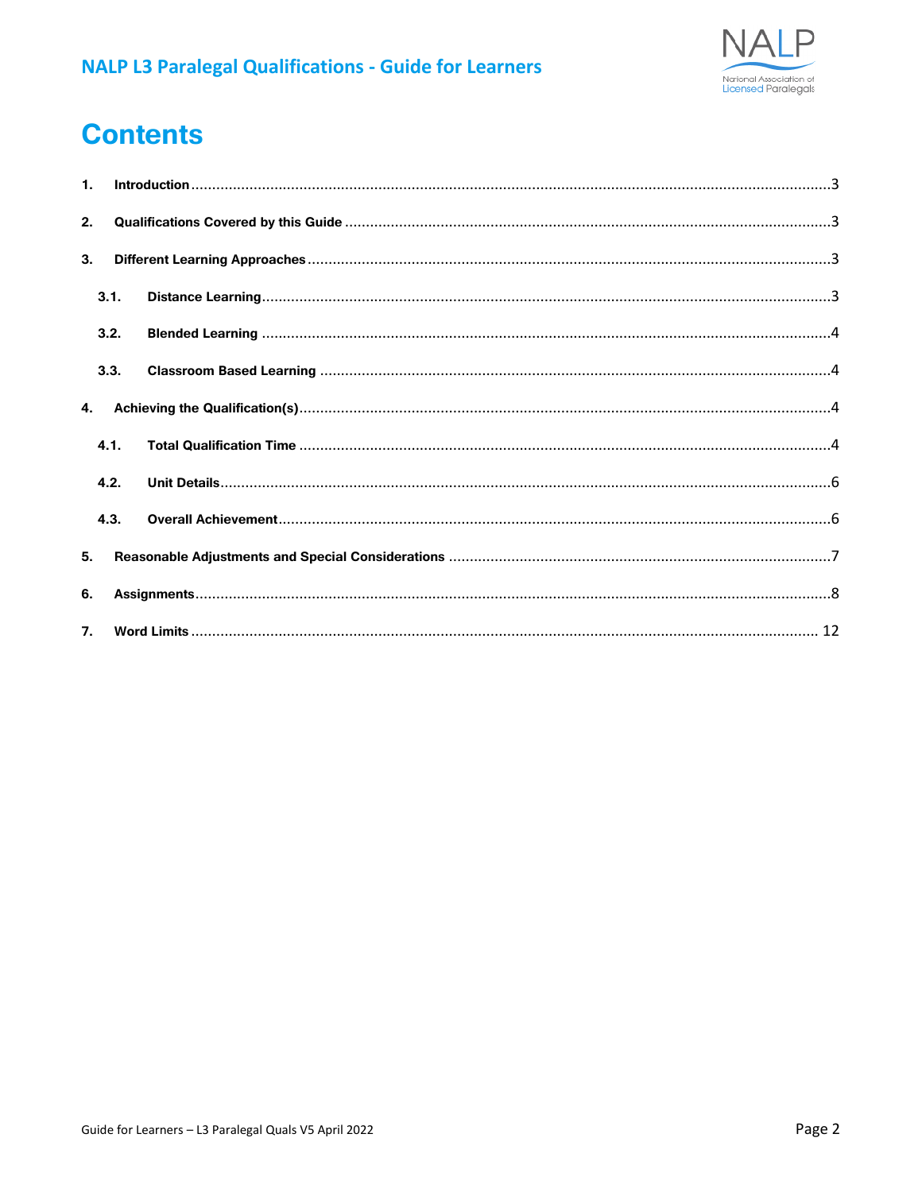# Contents

1. **Introduction** ........ 3
2. **Qualifications Covered by this Guide** ........ 3
3. **Different Learning Approaches** ........ 3
   - 3.1. **Distance Learning** ........ 3
   - 3.2. **Blended Learning** ........ 4
   - 3.3. **Classroom Based Learning** ........ 4
4. **Achieving the Qualification(s)** ........ 4
   - 4.1. **Total Qualification Time** ........ 4
   - 4.2. **Unit Details** ........ 6
   - 4.3. **Overall Achievement** ........ 6
5. **Reasonable Adjustments and Special Considerations** ........ 7
6. **Assignments** ........ 8
7. **Word Limits** ........ 12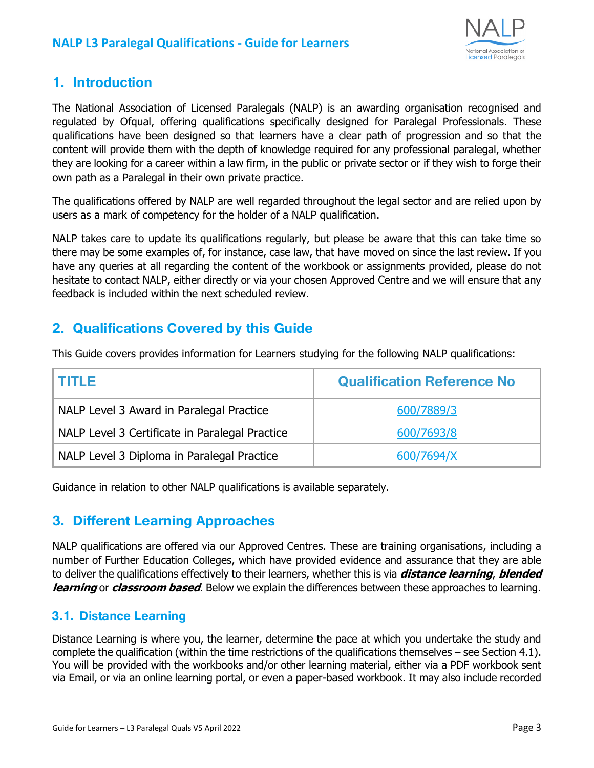## 1. Introduction

The National Association of Licensed Paralegals (NALP) is an awarding organisation recognised and regulated by Ofqual, offering qualifications specifically designed for Paralegal Professionals. These qualifications have been designed so that learners have a clear path of progression and so that the content will provide them with the depth of knowledge required for any professional paralegal, whether they are looking for a career within a law firm, in the public or private sector or if they wish to forge their own path as a Paralegal in their own private practice.

The qualifications offered by NALP are well regarded throughout the legal sector and are relied upon by users as a mark of competency for the holder of a NALP qualification.

NALP takes care to update its qualifications regularly, but please be aware that this can take time so there may be some examples of, for instance, case law, that have moved on since the last review. If you have any queries at all regarding the content of the workbook or assignments provided, please do not hesitate to contact NALP, either directly or via your chosen Approved Centre and we will ensure that any feedback is included within the next scheduled review.

## 2. Qualifications Covered by this Guide

This Guide covers provides information for Learners studying for the following NALP qualifications:

| TITLE | Qualification Reference No |
|---|---|
| NALP Level 3 Award in Paralegal Practice | 600/7889/3 |
| NALP Level 3 Certificate in Paralegal Practice | 600/7693/8 |
| NALP Level 3 Diploma in Paralegal Practice | 600/7694/X |

Guidance in relation to other NALP qualifications is available separately.

## 3. Different Learning Approaches

NALP qualifications are offered via our Approved Centres. These are training organisations, including a number of Further Education Colleges, which have provided evidence and assurance that they are able to deliver the qualifications effectively to their learners, whether this is via ***distance learning***, ***blended learning*** or ***classroom based***. Below we explain the differences between these approaches to learning.

### 3.1. Distance Learning

Distance Learning is where you, the learner, determine the pace at which you undertake the study and complete the qualification (within the time restrictions of the qualifications themselves – see Section 4.1). You will be provided with the workbooks and/or other learning material, either via a PDF workbook sent via Email, or via an online learning portal, or even a paper-based workbook. It may also include recorded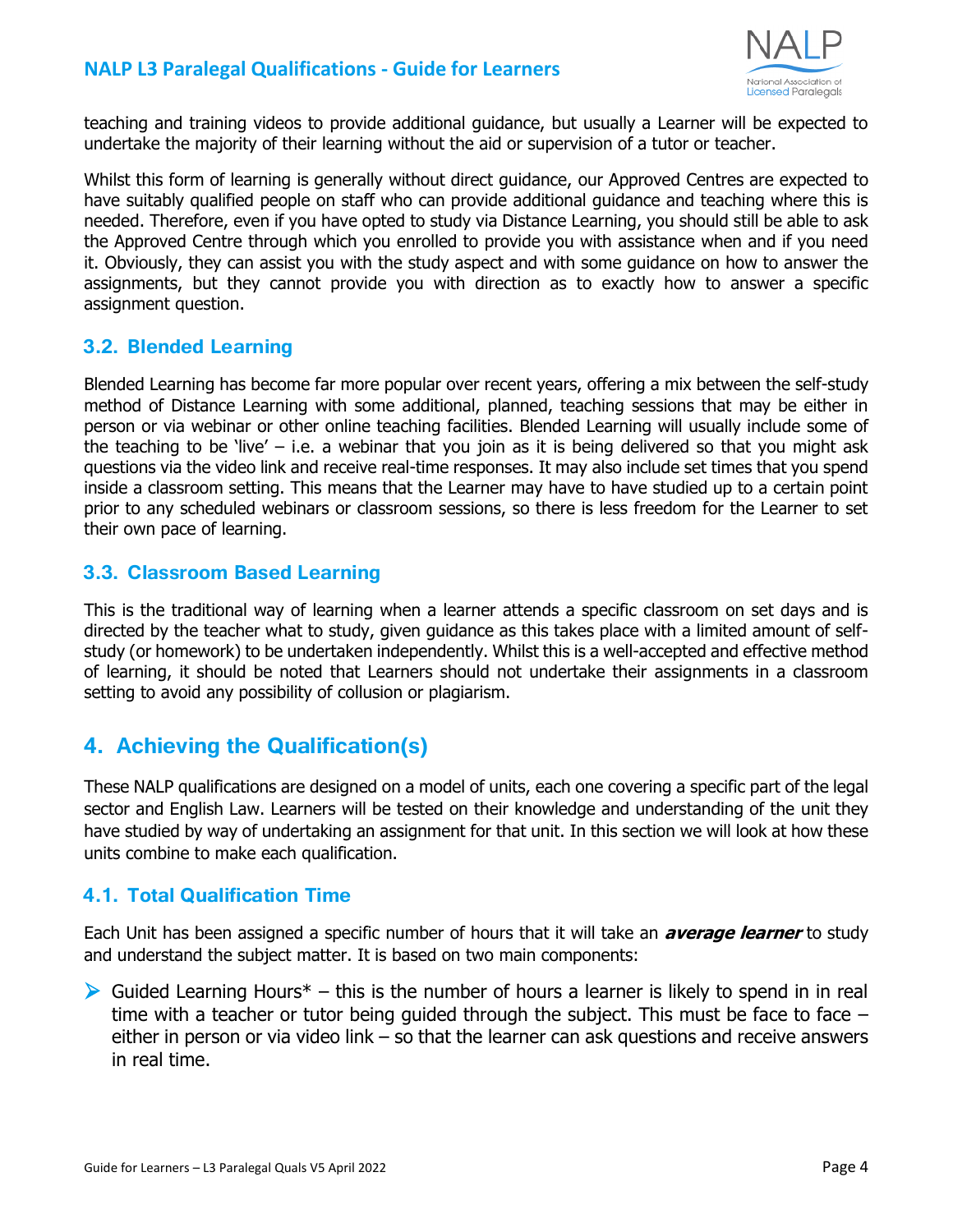teaching and training videos to provide additional guidance, but usually a Learner will be expected to undertake the majority of their learning without the aid or supervision of a tutor or teacher.

Whilst this form of learning is generally without direct guidance, our Approved Centres are expected to have suitably qualified people on staff who can provide additional guidance and teaching where this is needed. Therefore, even if you have opted to study via Distance Learning, you should still be able to ask the Approved Centre through which you enrolled to provide you with assistance when and if you need it. Obviously, they can assist you with the study aspect and with some guidance on how to answer the assignments, but they cannot provide you with direction as to exactly how to answer a specific assignment question.

### 3.2. Blended Learning

Blended Learning has become far more popular over recent years, offering a mix between the self-study method of Distance Learning with some additional, planned, teaching sessions that may be either in person or via webinar or other online teaching facilities. Blended Learning will usually include some of the teaching to be 'live' – i.e. a webinar that you join as it is being delivered so that you might ask questions via the video link and receive real-time responses. It may also include set times that you spend inside a classroom setting. This means that the Learner may have to have studied up to a certain point prior to any scheduled webinars or classroom sessions, so there is less freedom for the Learner to set their own pace of learning.

### 3.3. Classroom Based Learning

This is the traditional way of learning when a learner attends a specific classroom on set days and is directed by the teacher what to study, given guidance as this takes place with a limited amount of self-study (or homework) to be undertaken independently. Whilst this is a well-accepted and effective method of learning, it should be noted that Learners should not undertake their assignments in a classroom setting to avoid any possibility of collusion or plagiarism.

## 4. Achieving the Qualification(s)

These NALP qualifications are designed on a model of units, each one covering a specific part of the legal sector and English Law. Learners will be tested on their knowledge and understanding of the unit they have studied by way of undertaking an assignment for that unit. In this section we will look at how these units combine to make each qualification.

### 4.1. Total Qualification Time

Each Unit has been assigned a specific number of hours that it will take an ***average learner*** to study and understand the subject matter. It is based on two main components:

- Guided Learning Hours* – this is the number of hours a learner is likely to spend in in real time with a teacher or tutor being guided through the subject. This must be face to face – either in person or via video link – so that the learner can ask questions and receive answers in real time.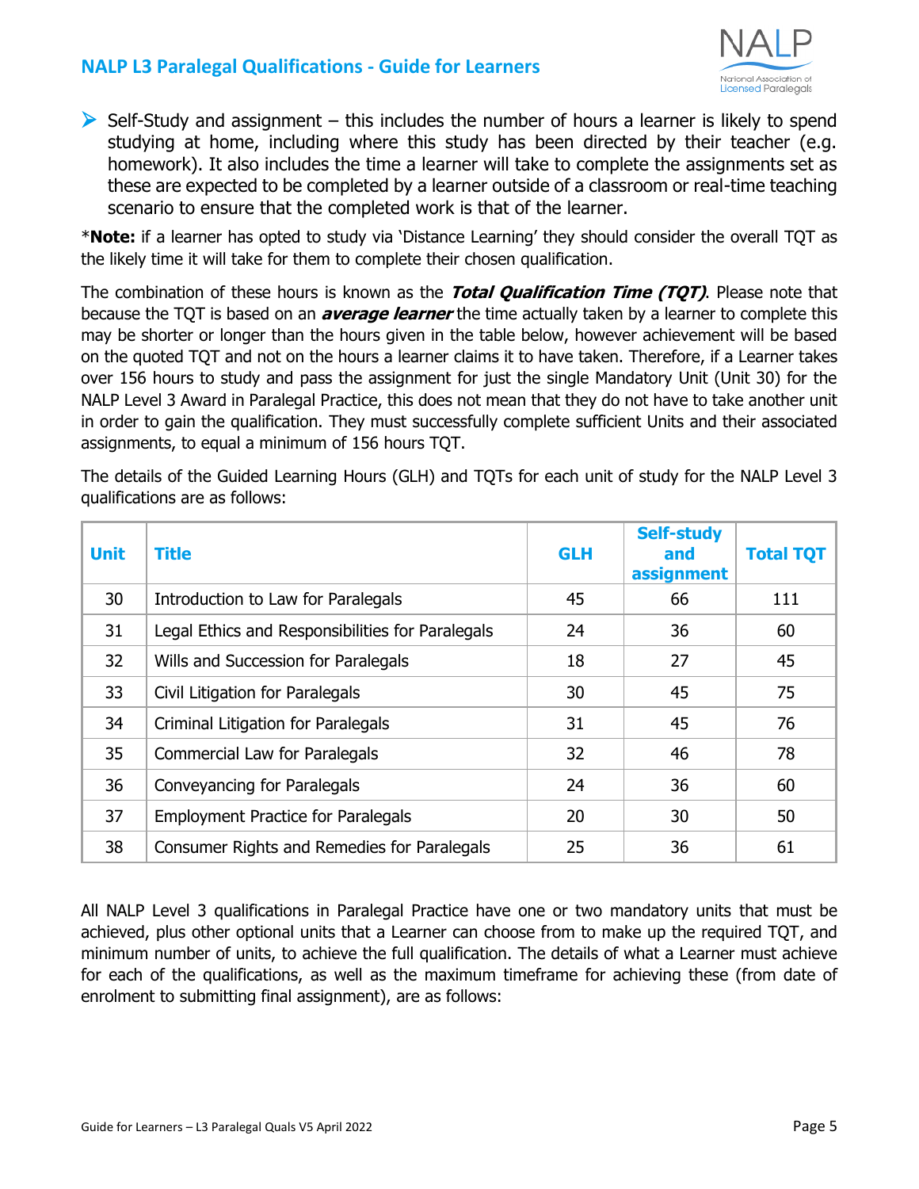- Self-Study and assignment – this includes the number of hours a learner is likely to spend studying at home, including where this study has been directed by their teacher (e.g. homework). It also includes the time a learner will take to complete the assignments set as these are expected to be completed by a learner outside of a classroom or real-time teaching scenario to ensure that the completed work is that of the learner.

\***Note:** if a learner has opted to study via 'Distance Learning' they should consider the overall TQT as the likely time it will take for them to complete their chosen qualification.

The combination of these hours is known as the ***Total Qualification Time (TQT)***. Please note that because the TQT is based on an ***average learner*** the time actually taken by a learner to complete this may be shorter or longer than the hours given in the table below, however achievement will be based on the quoted TQT and not on the hours a learner claims it to have taken. Therefore, if a Learner takes over 156 hours to study and pass the assignment for just the single Mandatory Unit (Unit 30) for the NALP Level 3 Award in Paralegal Practice, this does not mean that they do not have to take another unit in order to gain the qualification. They must successfully complete sufficient Units and their associated assignments, to equal a minimum of 156 hours TQT.

The details of the Guided Learning Hours (GLH) and TQTs for each unit of study for the NALP Level 3 qualifications are as follows:

| Unit | Title | GLH | Self-study and assignment | Total TQT |
|---|---|---|---|---|
| 30 | Introduction to Law for Paralegals | 45 | 66 | 111 |
| 31 | Legal Ethics and Responsibilities for Paralegals | 24 | 36 | 60 |
| 32 | Wills and Succession for Paralegals | 18 | 27 | 45 |
| 33 | Civil Litigation for Paralegals | 30 | 45 | 75 |
| 34 | Criminal Litigation for Paralegals | 31 | 45 | 76 |
| 35 | Commercial Law for Paralegals | 32 | 46 | 78 |
| 36 | Conveyancing for Paralegals | 24 | 36 | 60 |
| 37 | Employment Practice for Paralegals | 20 | 30 | 50 |
| 38 | Consumer Rights and Remedies for Paralegals | 25 | 36 | 61 |

All NALP Level 3 qualifications in Paralegal Practice have one or two mandatory units that must be achieved, plus other optional units that a Learner can choose from to make up the required TQT, and minimum number of units, to achieve the full qualification. The details of what a Learner must achieve for each of the qualifications, as well as the maximum timeframe for achieving these (from date of enrolment to submitting final assignment), are as follows: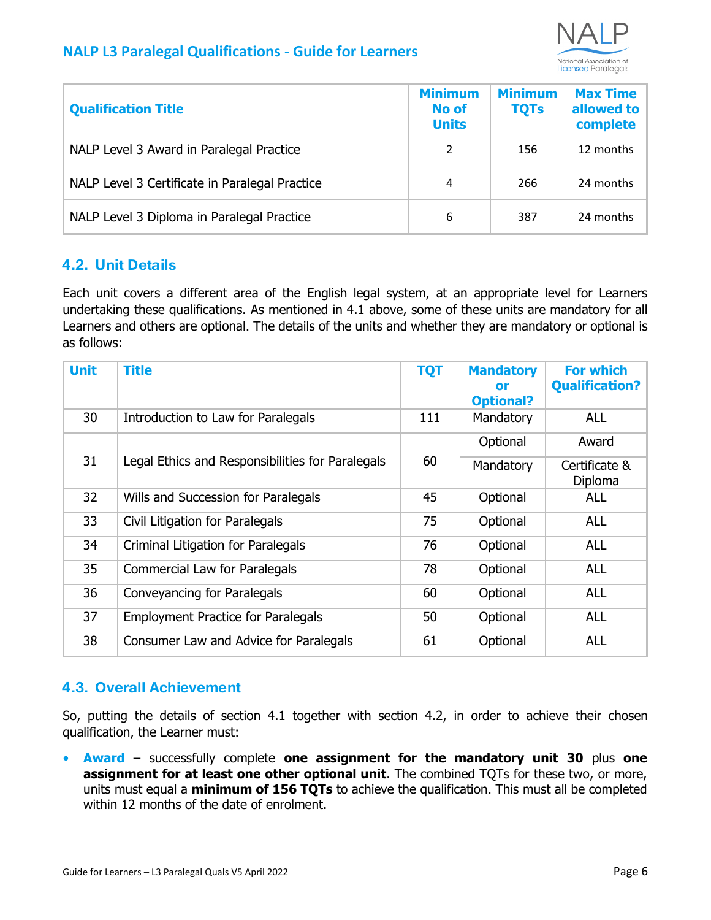| Qualification Title | Minimum No of Units | Minimum TQTs | Max Time allowed to complete |
|---|---|---|---|
| NALP Level 3 Award in Paralegal Practice | 2 | 156 | 12 months |
| NALP Level 3 Certificate in Paralegal Practice | 4 | 266 | 24 months |
| NALP Level 3 Diploma in Paralegal Practice | 6 | 387 | 24 months |

## 4.2. Unit Details

Each unit covers a different area of the English legal system, at an appropriate level for Learners undertaking these qualifications. As mentioned in 4.1 above, some of these units are mandatory for all Learners and others are optional. The details of the units and whether they are mandatory or optional is as follows:

| Unit | Title | TQT | Mandatory or Optional? | For which Qualification? |
|---|---|---|---|---|
| 30 | Introduction to Law for Paralegals | 111 | Mandatory | ALL |
| 31 | Legal Ethics and Responsibilities for Paralegals | 60 | Optional | Award |
| | | | Mandatory | Certificate & Diploma |
| 32 | Wills and Succession for Paralegals | 45 | Optional | ALL |
| 33 | Civil Litigation for Paralegals | 75 | Optional | ALL |
| 34 | Criminal Litigation for Paralegals | 76 | Optional | ALL |
| 35 | Commercial Law for Paralegals | 78 | Optional | ALL |
| 36 | Conveyancing for Paralegals | 60 | Optional | ALL |
| 37 | Employment Practice for Paralegals | 50 | Optional | ALL |
| 38 | Consumer Law and Advice for Paralegals | 61 | Optional | ALL |

## 4.3. Overall Achievement

So, putting the details of section 4.1 together with section 4.2, in order to achieve their chosen qualification, the Learner must:

- **Award** – successfully complete **one assignment for the mandatory unit 30** plus **one assignment for at least one other optional unit**. The combined TQTs for these two, or more, units must equal a **minimum of 156 TQTs** to achieve the qualification. This must all be completed within 12 months of the date of enrolment.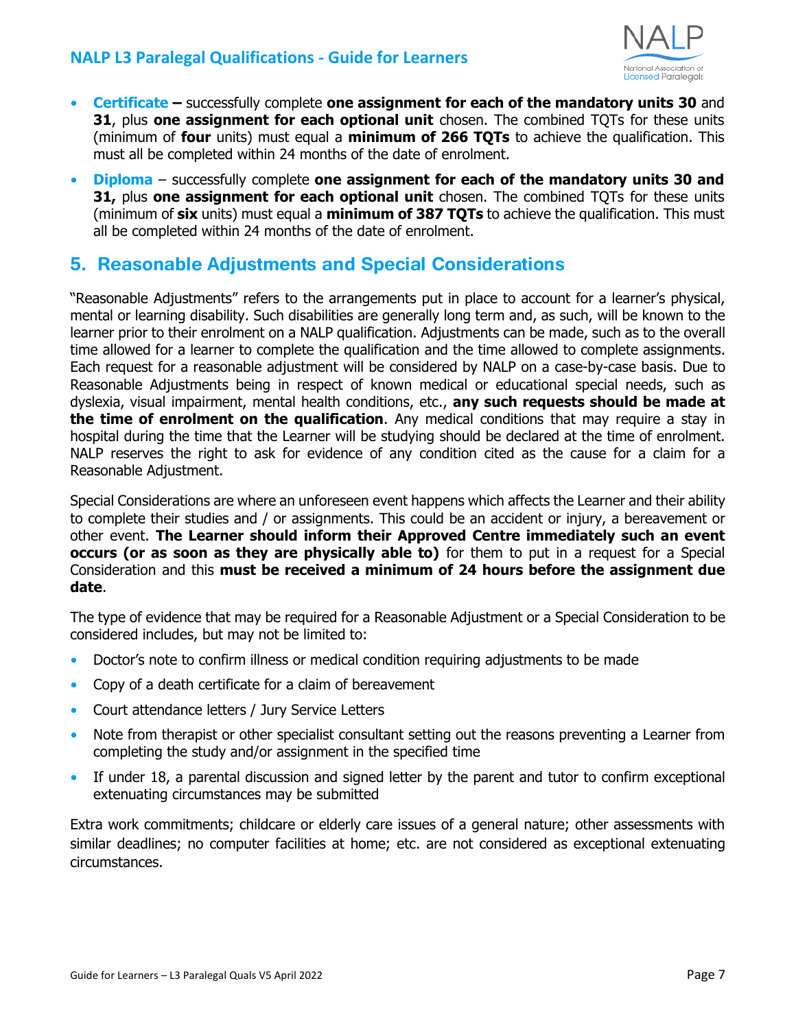- **Certificate –** successfully complete **one assignment for each of the mandatory units 30** and **31**, plus **one assignment for each optional unit** chosen. The combined TQTs for these units (minimum of **four** units) must equal a **minimum of 266 TQTs** to achieve the qualification. This must all be completed within 24 months of the date of enrolment.
- **Diploma** – successfully complete **one assignment for each of the mandatory units 30 and 31,** plus **one assignment for each optional unit** chosen. The combined TQTs for these units (minimum of **six** units) must equal a **minimum of 387 TQTs** to achieve the qualification. This must all be completed within 24 months of the date of enrolment.

## 5. Reasonable Adjustments and Special Considerations

"Reasonable Adjustments" refers to the arrangements put in place to account for a learner's physical, mental or learning disability. Such disabilities are generally long term and, as such, will be known to the learner prior to their enrolment on a NALP qualification. Adjustments can be made, such as to the overall time allowed for a learner to complete the qualification and the time allowed to complete assignments. Each request for a reasonable adjustment will be considered by NALP on a case-by-case basis. Due to Reasonable Adjustments being in respect of known medical or educational special needs, such as dyslexia, visual impairment, mental health conditions, etc., **any such requests should be made at the time of enrolment on the qualification**. Any medical conditions that may require a stay in hospital during the time that the Learner will be studying should be declared at the time of enrolment. NALP reserves the right to ask for evidence of any condition cited as the cause for a claim for a Reasonable Adjustment.

Special Considerations are where an unforeseen event happens which affects the Learner and their ability to complete their studies and / or assignments. This could be an accident or injury, a bereavement or other event. **The Learner should inform their Approved Centre immediately such an event occurs (or as soon as they are physically able to)** for them to put in a request for a Special Consideration and this **must be received a minimum of 24 hours before the assignment due date**.

The type of evidence that may be required for a Reasonable Adjustment or a Special Consideration to be considered includes, but may not be limited to:

- Doctor's note to confirm illness or medical condition requiring adjustments to be made
- Copy of a death certificate for a claim of bereavement
- Court attendance letters / Jury Service Letters
- Note from therapist or other specialist consultant setting out the reasons preventing a Learner from completing the study and/or assignment in the specified time
- If under 18, a parental discussion and signed letter by the parent and tutor to confirm exceptional extenuating circumstances may be submitted

Extra work commitments; childcare or elderly care issues of a general nature; other assessments with similar deadlines; no computer facilities at home; etc. are not considered as exceptional extenuating circumstances.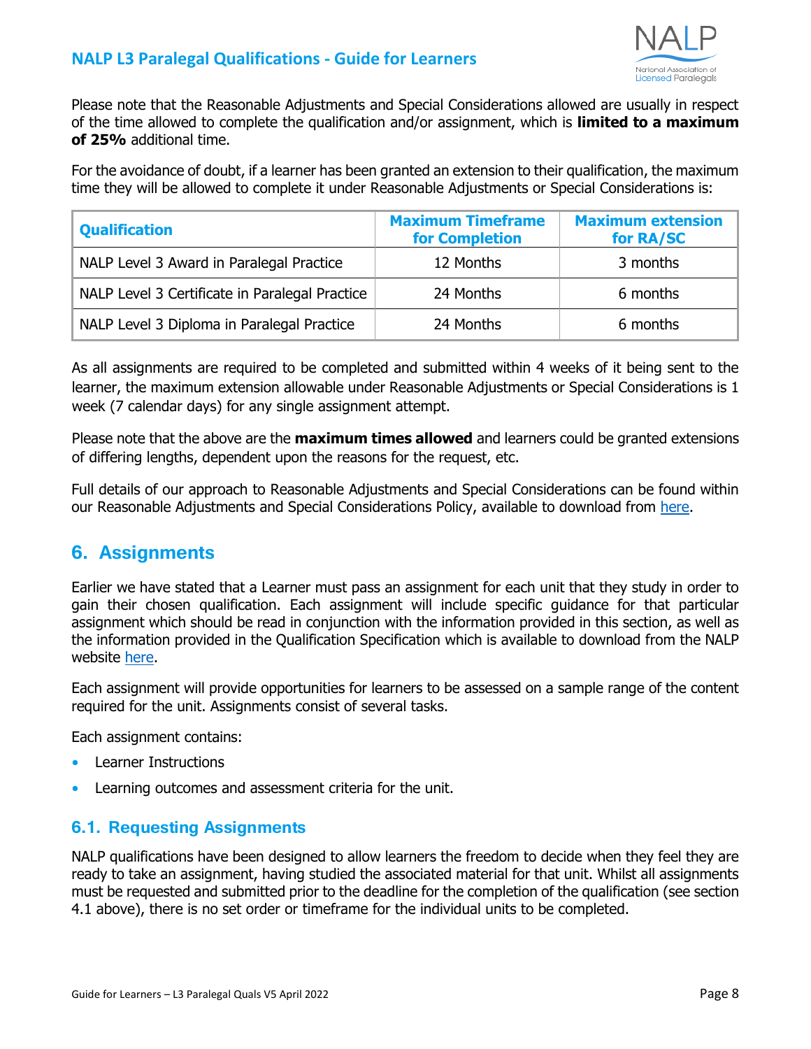Please note that the Reasonable Adjustments and Special Considerations allowed are usually in respect of the time allowed to complete the qualification and/or assignment, which is **limited to a maximum of 25%** additional time.

For the avoidance of doubt, if a learner has been granted an extension to their qualification, the maximum time they will be allowed to complete it under Reasonable Adjustments or Special Considerations is:

| Qualification | Maximum Timeframe for Completion | Maximum extension for RA/SC |
|---|---|---|
| NALP Level 3 Award in Paralegal Practice | 12 Months | 3 months |
| NALP Level 3 Certificate in Paralegal Practice | 24 Months | 6 months |
| NALP Level 3 Diploma in Paralegal Practice | 24 Months | 6 months |

As all assignments are required to be completed and submitted within 4 weeks of it being sent to the learner, the maximum extension allowable under Reasonable Adjustments or Special Considerations is 1 week (7 calendar days) for any single assignment attempt.

Please note that the above are the **maximum times allowed** and learners could be granted extensions of differing lengths, dependent upon the reasons for the request, etc.

Full details of our approach to Reasonable Adjustments and Special Considerations can be found within our Reasonable Adjustments and Special Considerations Policy, available to download from here.

## 6. Assignments

Earlier we have stated that a Learner must pass an assignment for each unit that they study in order to gain their chosen qualification. Each assignment will include specific guidance for that particular assignment which should be read in conjunction with the information provided in this section, as well as the information provided in the Qualification Specification which is available to download from the NALP website here.

Each assignment will provide opportunities for learners to be assessed on a sample range of the content required for the unit. Assignments consist of several tasks.

Each assignment contains:

- Learner Instructions
- Learning outcomes and assessment criteria for the unit.

### 6.1. Requesting Assignments

NALP qualifications have been designed to allow learners the freedom to decide when they feel they are ready to take an assignment, having studied the associated material for that unit. Whilst all assignments must be requested and submitted prior to the deadline for the completion of the qualification (see section 4.1 above), there is no set order or timeframe for the individual units to be completed.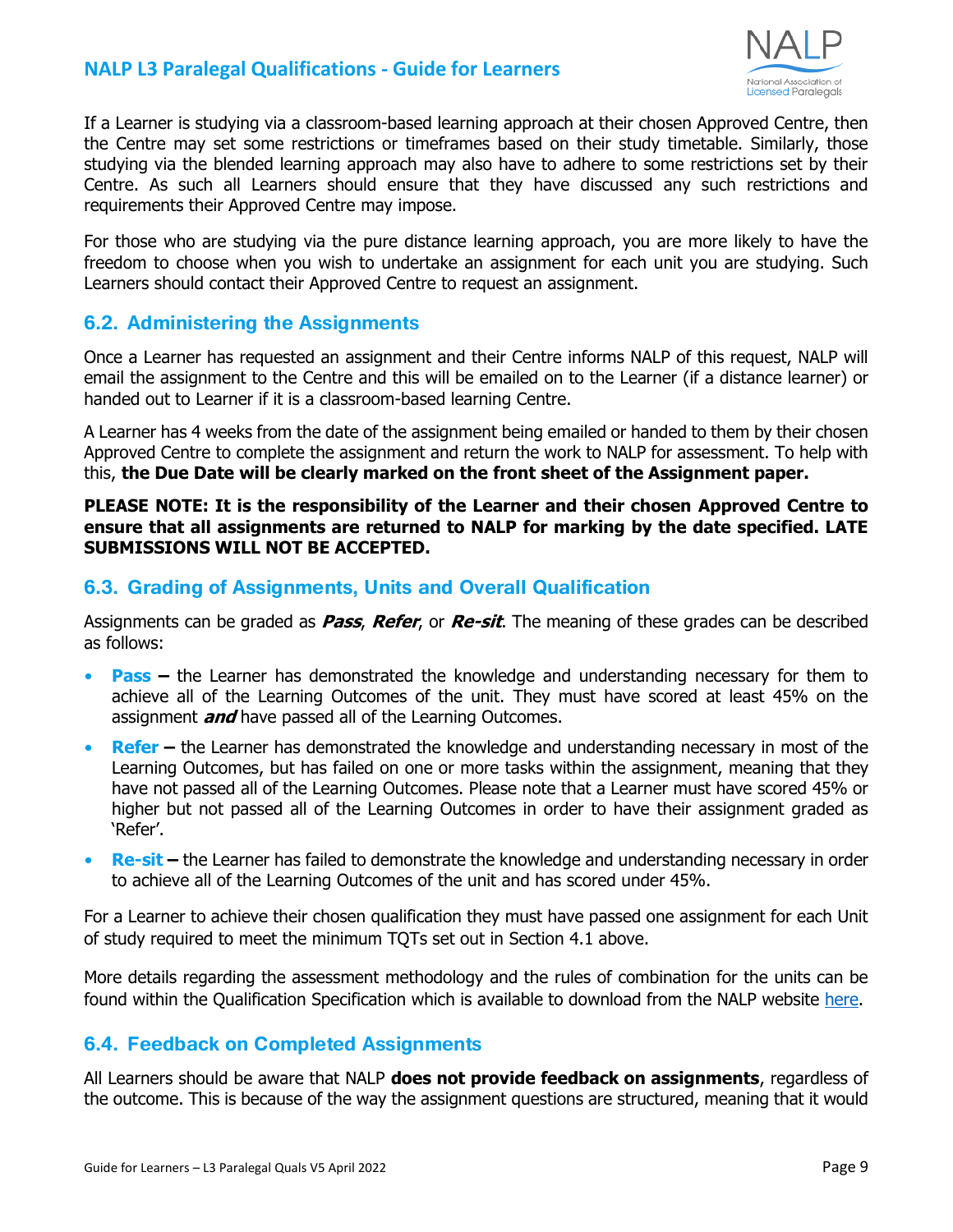If a Learner is studying via a classroom-based learning approach at their chosen Approved Centre, then the Centre may set some restrictions or timeframes based on their study timetable. Similarly, those studying via the blended learning approach may also have to adhere to some restrictions set by their Centre. As such all Learners should ensure that they have discussed any such restrictions and requirements their Approved Centre may impose.

For those who are studying via the pure distance learning approach, you are more likely to have the freedom to choose when you wish to undertake an assignment for each unit you are studying. Such Learners should contact their Approved Centre to request an assignment.

### 6.2. Administering the Assignments

Once a Learner has requested an assignment and their Centre informs NALP of this request, NALP will email the assignment to the Centre and this will be emailed on to the Learner (if a distance learner) or handed out to Learner if it is a classroom-based learning Centre.

A Learner has 4 weeks from the date of the assignment being emailed or handed to them by their chosen Approved Centre to complete the assignment and return the work to NALP for assessment. To help with this, **the Due Date will be clearly marked on the front sheet of the Assignment paper.**

**PLEASE NOTE: It is the responsibility of the Learner and their chosen Approved Centre to ensure that all assignments are returned to NALP for marking by the date specified. LATE SUBMISSIONS WILL NOT BE ACCEPTED.**

### 6.3. Grading of Assignments, Units and Overall Qualification

Assignments can be graded as ***Pass***, ***Refer***, or ***Re-sit***. The meaning of these grades can be described as follows:

- **Pass –** the Learner has demonstrated the knowledge and understanding necessary for them to achieve all of the Learning Outcomes of the unit. They must have scored at least 45% on the assignment ***and*** have passed all of the Learning Outcomes.
- **Refer –** the Learner has demonstrated the knowledge and understanding necessary in most of the Learning Outcomes, but has failed on one or more tasks within the assignment, meaning that they have not passed all of the Learning Outcomes. Please note that a Learner must have scored 45% or higher but not passed all of the Learning Outcomes in order to have their assignment graded as 'Refer'.
- **Re-sit –** the Learner has failed to demonstrate the knowledge and understanding necessary in order to achieve all of the Learning Outcomes of the unit and has scored under 45%.

For a Learner to achieve their chosen qualification they must have passed one assignment for each Unit of study required to meet the minimum TQTs set out in Section 4.1 above.

More details regarding the assessment methodology and the rules of combination for the units can be found within the Qualification Specification which is available to download from the NALP website here.

### 6.4. Feedback on Completed Assignments

All Learners should be aware that NALP **does not provide feedback on assignments**, regardless of the outcome. This is because of the way the assignment questions are structured, meaning that it would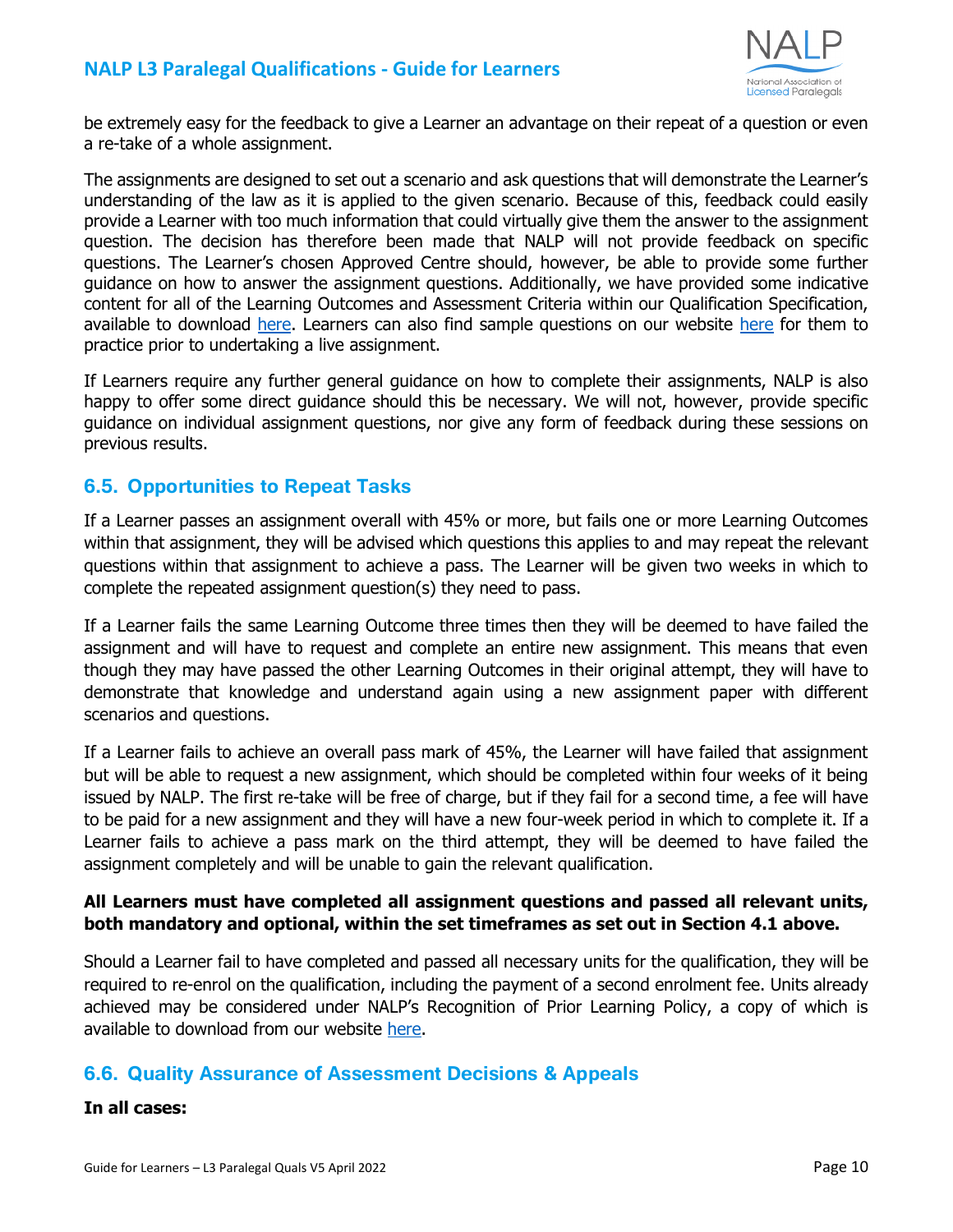be extremely easy for the feedback to give a Learner an advantage on their repeat of a question or even a re-take of a whole assignment.

The assignments are designed to set out a scenario and ask questions that will demonstrate the Learner's understanding of the law as it is applied to the given scenario. Because of this, feedback could easily provide a Learner with too much information that could virtually give them the answer to the assignment question. The decision has therefore been made that NALP will not provide feedback on specific questions. The Learner's chosen Approved Centre should, however, be able to provide some further guidance on how to answer the assignment questions. Additionally, we have provided some indicative content for all of the Learning Outcomes and Assessment Criteria within our Qualification Specification, available to download here. Learners can also find sample questions on our website here for them to practice prior to undertaking a live assignment.

If Learners require any further general guidance on how to complete their assignments, NALP is also happy to offer some direct guidance should this be necessary. We will not, however, provide specific guidance on individual assignment questions, nor give any form of feedback during these sessions on previous results.

## 6.5. Opportunities to Repeat Tasks

If a Learner passes an assignment overall with 45% or more, but fails one or more Learning Outcomes within that assignment, they will be advised which questions this applies to and may repeat the relevant questions within that assignment to achieve a pass. The Learner will be given two weeks in which to complete the repeated assignment question(s) they need to pass.

If a Learner fails the same Learning Outcome three times then they will be deemed to have failed the assignment and will have to request and complete an entire new assignment. This means that even though they may have passed the other Learning Outcomes in their original attempt, they will have to demonstrate that knowledge and understand again using a new assignment paper with different scenarios and questions.

If a Learner fails to achieve an overall pass mark of 45%, the Learner will have failed that assignment but will be able to request a new assignment, which should be completed within four weeks of it being issued by NALP. The first re-take will be free of charge, but if they fail for a second time, a fee will have to be paid for a new assignment and they will have a new four-week period in which to complete it. If a Learner fails to achieve a pass mark on the third attempt, they will be deemed to have failed the assignment completely and will be unable to gain the relevant qualification.

**All Learners must have completed all assignment questions and passed all relevant units, both mandatory and optional, within the set timeframes as set out in Section 4.1 above.**

Should a Learner fail to have completed and passed all necessary units for the qualification, they will be required to re-enrol on the qualification, including the payment of a second enrolment fee. Units already achieved may be considered under NALP's Recognition of Prior Learning Policy, a copy of which is available to download from our website here.

## 6.6. Quality Assurance of Assessment Decisions & Appeals

**In all cases:**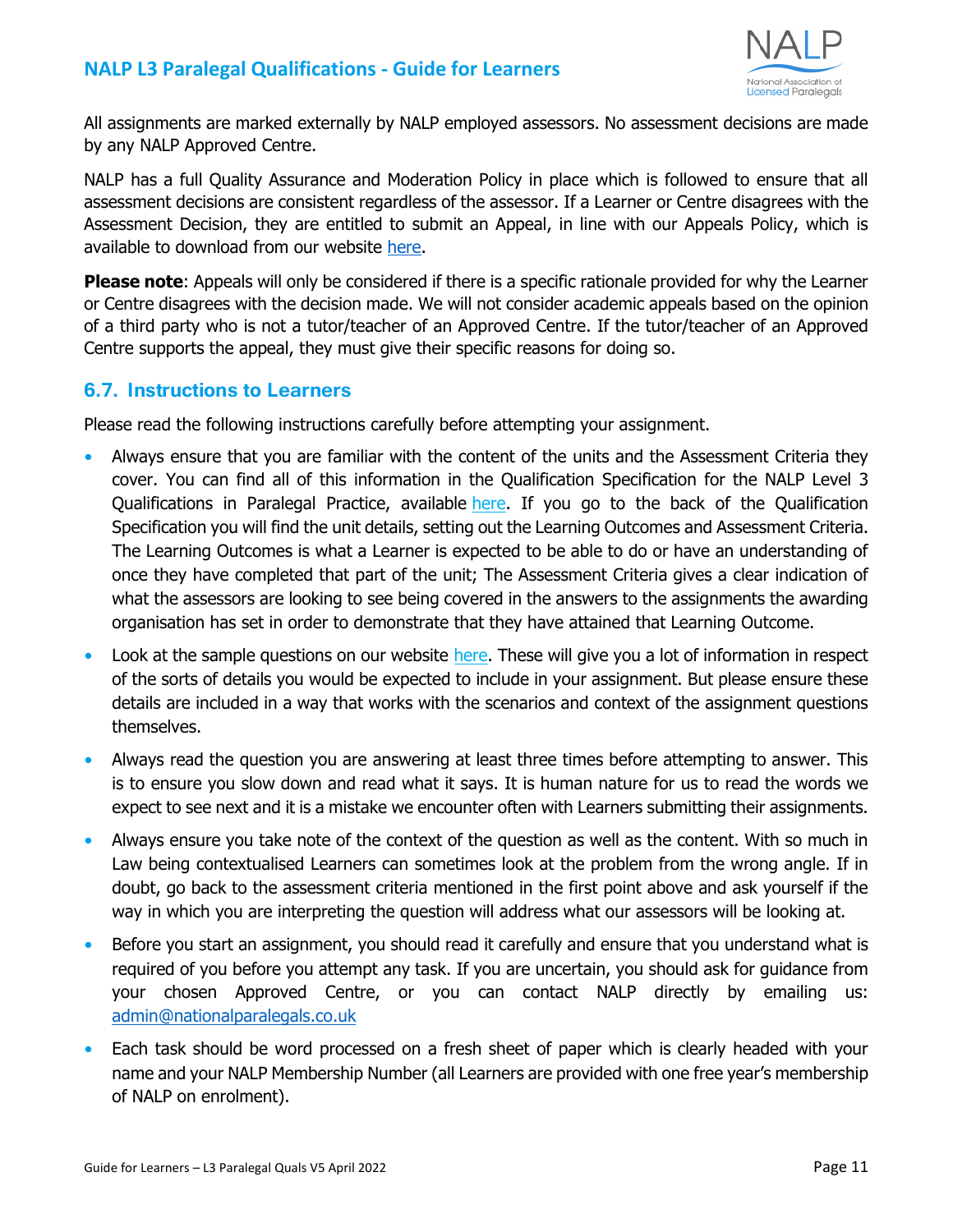All assignments are marked externally by NALP employed assessors. No assessment decisions are made by any NALP Approved Centre.

NALP has a full Quality Assurance and Moderation Policy in place which is followed to ensure that all assessment decisions are consistent regardless of the assessor. If a Learner or Centre disagrees with the Assessment Decision, they are entitled to submit an Appeal, in line with our Appeals Policy, which is available to download from our website here.

**Please note**: Appeals will only be considered if there is a specific rationale provided for why the Learner or Centre disagrees with the decision made. We will not consider academic appeals based on the opinion of a third party who is not a tutor/teacher of an Approved Centre. If the tutor/teacher of an Approved Centre supports the appeal, they must give their specific reasons for doing so.

## 6.7. Instructions to Learners

Please read the following instructions carefully before attempting your assignment.

- Always ensure that you are familiar with the content of the units and the Assessment Criteria they cover. You can find all of this information in the Qualification Specification for the NALP Level 3 Qualifications in Paralegal Practice, available here. If you go to the back of the Qualification Specification you will find the unit details, setting out the Learning Outcomes and Assessment Criteria. The Learning Outcomes is what a Learner is expected to be able to do or have an understanding of once they have completed that part of the unit; The Assessment Criteria gives a clear indication of what the assessors are looking to see being covered in the answers to the assignments the awarding organisation has set in order to demonstrate that they have attained that Learning Outcome.
- Look at the sample questions on our website here. These will give you a lot of information in respect of the sorts of details you would be expected to include in your assignment. But please ensure these details are included in a way that works with the scenarios and context of the assignment questions themselves.
- Always read the question you are answering at least three times before attempting to answer. This is to ensure you slow down and read what it says. It is human nature for us to read the words we expect to see next and it is a mistake we encounter often with Learners submitting their assignments.
- Always ensure you take note of the context of the question as well as the content. With so much in Law being contextualised Learners can sometimes look at the problem from the wrong angle. If in doubt, go back to the assessment criteria mentioned in the first point above and ask yourself if the way in which you are interpreting the question will address what our assessors will be looking at.
- Before you start an assignment, you should read it carefully and ensure that you understand what is required of you before you attempt any task. If you are uncertain, you should ask for guidance from your chosen Approved Centre, or you can contact NALP directly by emailing us: admin@nationalparalegals.co.uk
- Each task should be word processed on a fresh sheet of paper which is clearly headed with your name and your NALP Membership Number (all Learners are provided with one free year's membership of NALP on enrolment).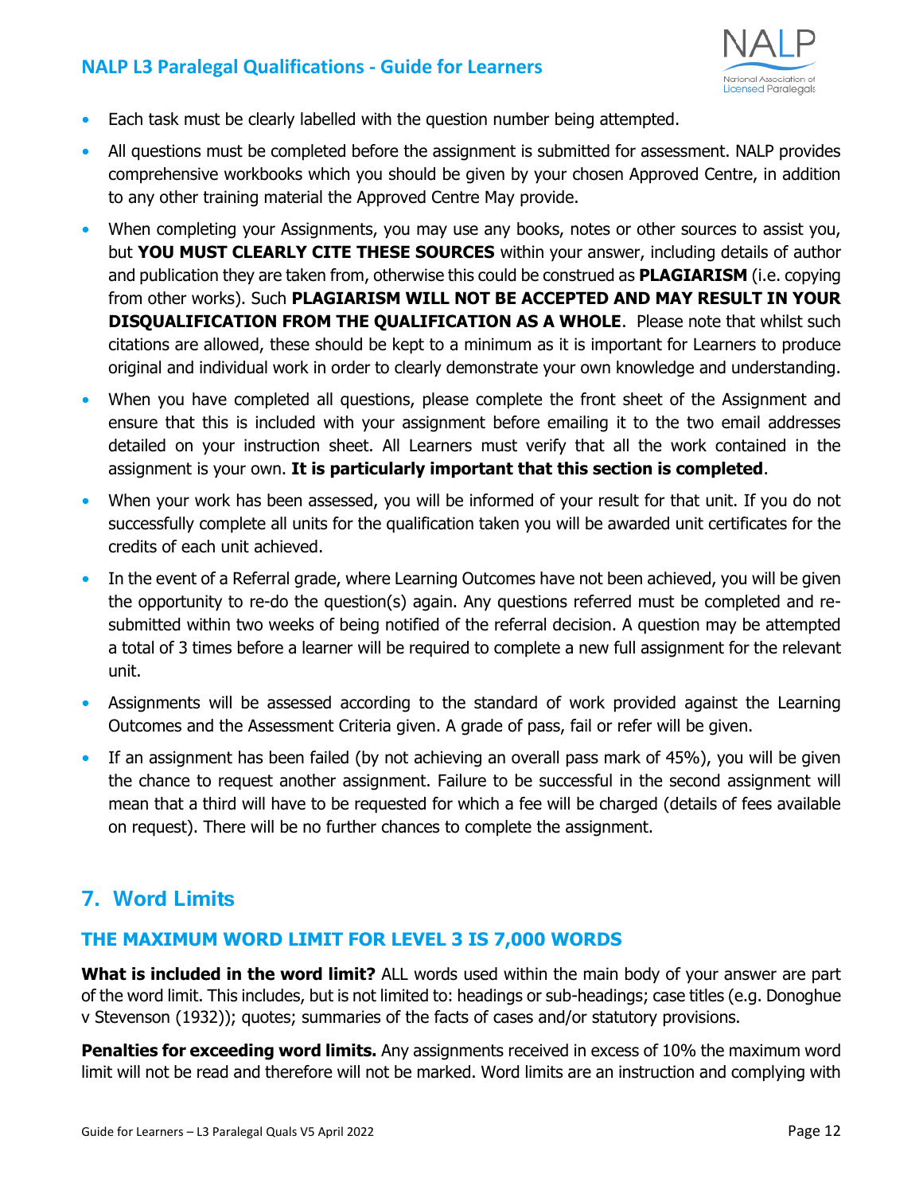- Each task must be clearly labelled with the question number being attempted.
- All questions must be completed before the assignment is submitted for assessment. NALP provides comprehensive workbooks which you should be given by your chosen Approved Centre, in addition to any other training material the Approved Centre May provide.
- When completing your Assignments, you may use any books, notes or other sources to assist you, but **YOU MUST CLEARLY CITE THESE SOURCES** within your answer, including details of author and publication they are taken from, otherwise this could be construed as **PLAGIARISM** (i.e. copying from other works). Such **PLAGIARISM WILL NOT BE ACCEPTED AND MAY RESULT IN YOUR DISQUALIFICATION FROM THE QUALIFICATION AS A WHOLE**. Please note that whilst such citations are allowed, these should be kept to a minimum as it is important for Learners to produce original and individual work in order to clearly demonstrate your own knowledge and understanding.
- When you have completed all questions, please complete the front sheet of the Assignment and ensure that this is included with your assignment before emailing it to the two email addresses detailed on your instruction sheet. All Learners must verify that all the work contained in the assignment is your own. **It is particularly important that this section is completed**.
- When your work has been assessed, you will be informed of your result for that unit. If you do not successfully complete all units for the qualification taken you will be awarded unit certificates for the credits of each unit achieved.
- In the event of a Referral grade, where Learning Outcomes have not been achieved, you will be given the opportunity to re-do the question(s) again. Any questions referred must be completed and re-submitted within two weeks of being notified of the referral decision. A question may be attempted a total of 3 times before a learner will be required to complete a new full assignment for the relevant unit.
- Assignments will be assessed according to the standard of work provided against the Learning Outcomes and the Assessment Criteria given. A grade of pass, fail or refer will be given.
- If an assignment has been failed (by not achieving an overall pass mark of 45%), you will be given the chance to request another assignment. Failure to be successful in the second assignment will mean that a third will have to be requested for which a fee will be charged (details of fees available on request). There will be no further chances to complete the assignment.

## 7. Word Limits

### THE MAXIMUM WORD LIMIT FOR LEVEL 3 IS 7,000 WORDS

**What is included in the word limit?** ALL words used within the main body of your answer are part of the word limit. This includes, but is not limited to: headings or sub-headings; case titles (e.g. Donoghue v Stevenson (1932)); quotes; summaries of the facts of cases and/or statutory provisions.

**Penalties for exceeding word limits.** Any assignments received in excess of 10% the maximum word limit will not be read and therefore will not be marked. Word limits are an instruction and complying with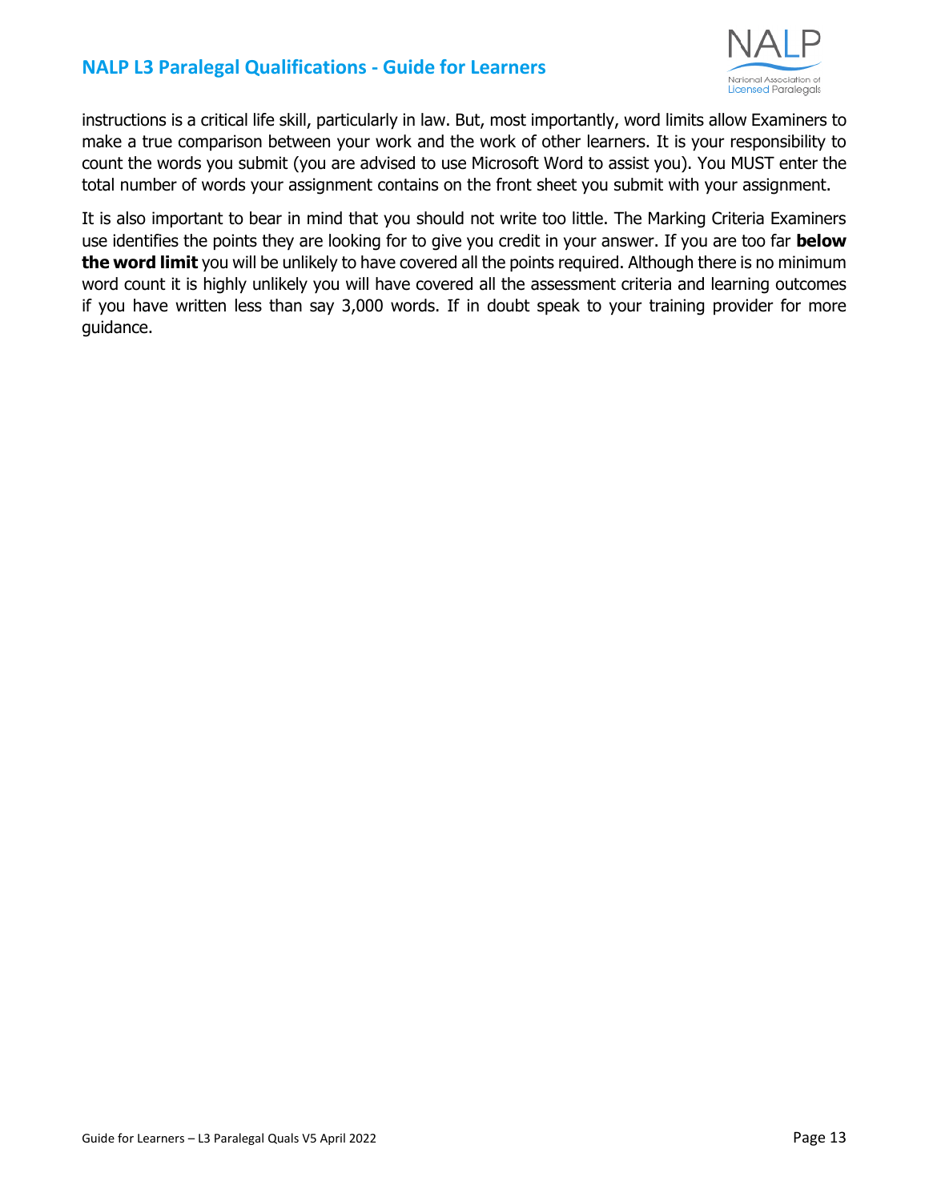instructions is a critical life skill, particularly in law. But, most importantly, word limits allow Examiners to make a true comparison between your work and the work of other learners. It is your responsibility to count the words you submit (you are advised to use Microsoft Word to assist you). You MUST enter the total number of words your assignment contains on the front sheet you submit with your assignment.

It is also important to bear in mind that you should not write too little. The Marking Criteria Examiners use identifies the points they are looking for to give you credit in your answer. If you are too far **below the word limit** you will be unlikely to have covered all the points required. Although there is no minimum word count it is highly unlikely you will have covered all the assessment criteria and learning outcomes if you have written less than say 3,000 words. If in doubt speak to your training provider for more guidance.